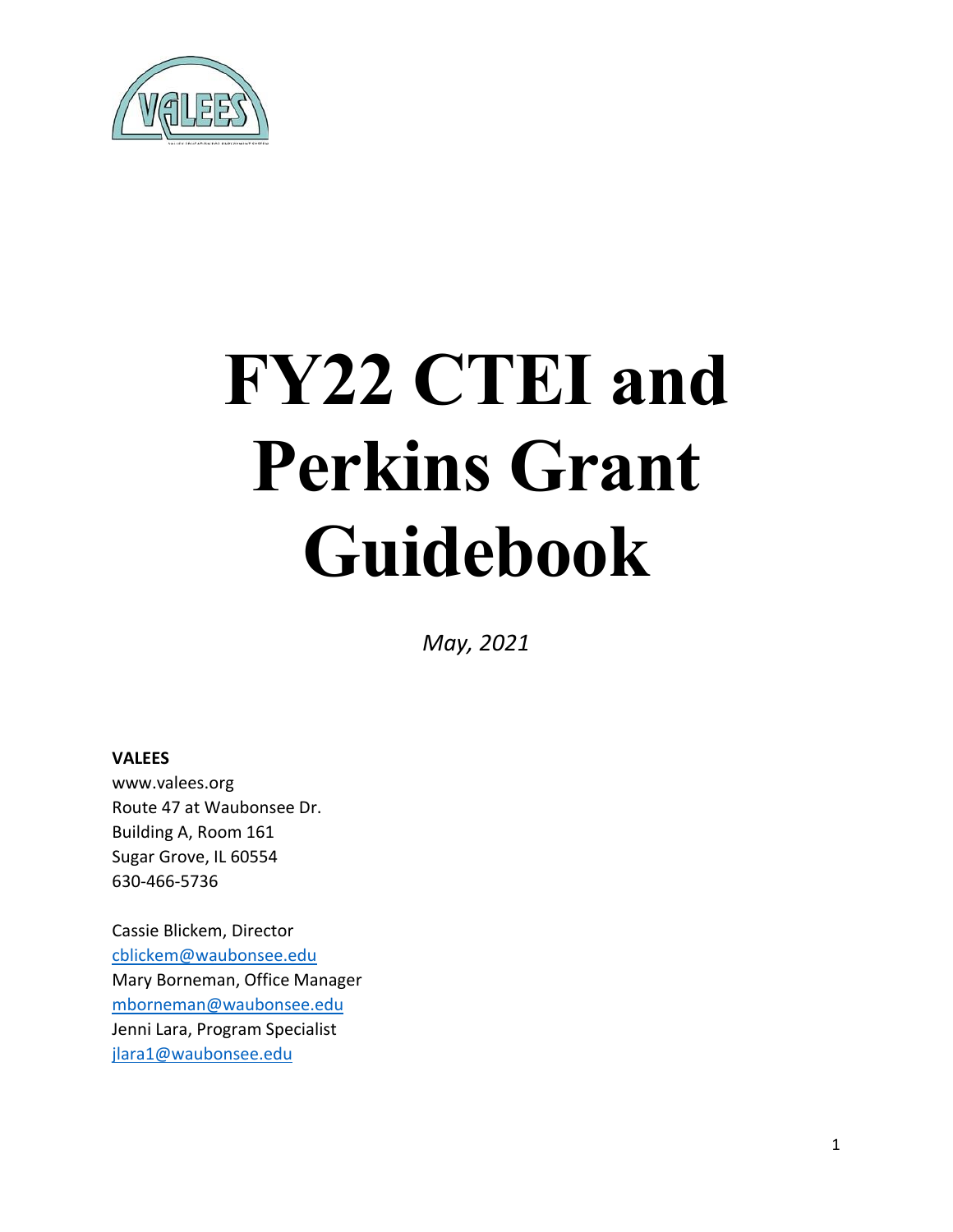# FY22 CTEI and Perkins Grant Guidebook

*May, 2021*

**VALEES**
www.valees.org
Route 47 at Waubonsee Dr.
Building A, Room 161
Sugar Grove, IL 60554
630-466-5736

Cassie Blickem, Director
cblickem@waubonsee.edu
Mary Borneman, Office Manager
mborneman@waubonsee.edu
Jenni Lara, Program Specialist
jlara1@waubonsee.edu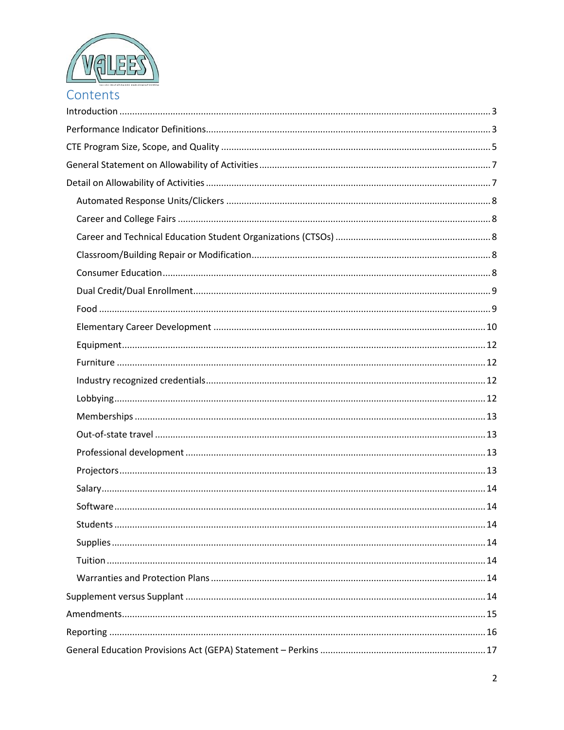# Contents

- Introduction ........ 3
- Performance Indicator Definitions ........ 3
- CTE Program Size, Scope, and Quality ........ 5
- General Statement on Allowability of Activities ........ 7
- Detail on Allowability of Activities ........ 7
  - Automated Response Units/Clickers ........ 8
  - Career and College Fairs ........ 8
  - Career and Technical Education Student Organizations (CTSOs) ........ 8
  - Classroom/Building Repair or Modification ........ 8
  - Consumer Education ........ 8
  - Dual Credit/Dual Enrollment ........ 9
  - Food ........ 9
  - Elementary Career Development ........ 10
  - Equipment ........ 12
  - Furniture ........ 12
  - Industry recognized credentials ........ 12
  - Lobbying ........ 12
  - Memberships ........ 13
  - Out-of-state travel ........ 13
  - Professional development ........ 13
  - Projectors ........ 13
  - Salary ........ 14
  - Software ........ 14
  - Students ........ 14
  - Supplies ........ 14
  - Tuition ........ 14
  - Warranties and Protection Plans ........ 14
- Supplement versus Supplant ........ 14
- Amendments ........ 15
- Reporting ........ 16
- General Education Provisions Act (GEPA) Statement – Perkins ........ 17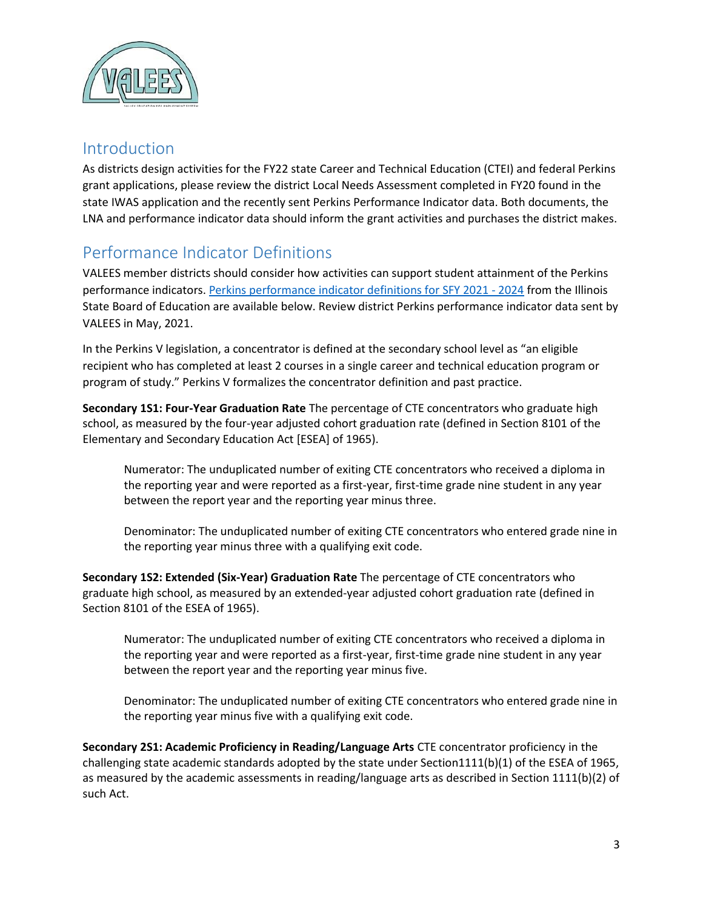## Introduction

As districts design activities for the FY22 state Career and Technical Education (CTEI) and federal Perkins grant applications, please review the district Local Needs Assessment completed in FY20 found in the state IWAS application and the recently sent Perkins Performance Indicator data. Both documents, the LNA and performance indicator data should inform the grant activities and purchases the district makes.

## Performance Indicator Definitions

VALEES member districts should consider how activities can support student attainment of the Perkins performance indicators. Perkins performance indicator definitions for SFY 2021 - 2024 from the Illinois State Board of Education are available below. Review district Perkins performance indicator data sent by VALEES in May, 2021.

In the Perkins V legislation, a concentrator is defined at the secondary school level as "an eligible recipient who has completed at least 2 courses in a single career and technical education program or program of study." Perkins V formalizes the concentrator definition and past practice.

**Secondary 1S1: Four-Year Graduation Rate** The percentage of CTE concentrators who graduate high school, as measured by the four-year adjusted cohort graduation rate (defined in Section 8101 of the Elementary and Secondary Education Act [ESEA] of 1965).

> Numerator: The unduplicated number of exiting CTE concentrators who received a diploma in the reporting year and were reported as a first-year, first-time grade nine student in any year between the report year and the reporting year minus three.
>
> Denominator: The unduplicated number of exiting CTE concentrators who entered grade nine in the reporting year minus three with a qualifying exit code.

**Secondary 1S2: Extended (Six-Year) Graduation Rate** The percentage of CTE concentrators who graduate high school, as measured by an extended-year adjusted cohort graduation rate (defined in Section 8101 of the ESEA of 1965).

> Numerator: The unduplicated number of exiting CTE concentrators who received a diploma in the reporting year and were reported as a first-year, first-time grade nine student in any year between the report year and the reporting year minus five.
>
> Denominator: The unduplicated number of exiting CTE concentrators who entered grade nine in the reporting year minus five with a qualifying exit code.

**Secondary 2S1: Academic Proficiency in Reading/Language Arts** CTE concentrator proficiency in the challenging state academic standards adopted by the state under Section1111(b)(1) of the ESEA of 1965, as measured by the academic assessments in reading/language arts as described in Section 1111(b)(2) of such Act.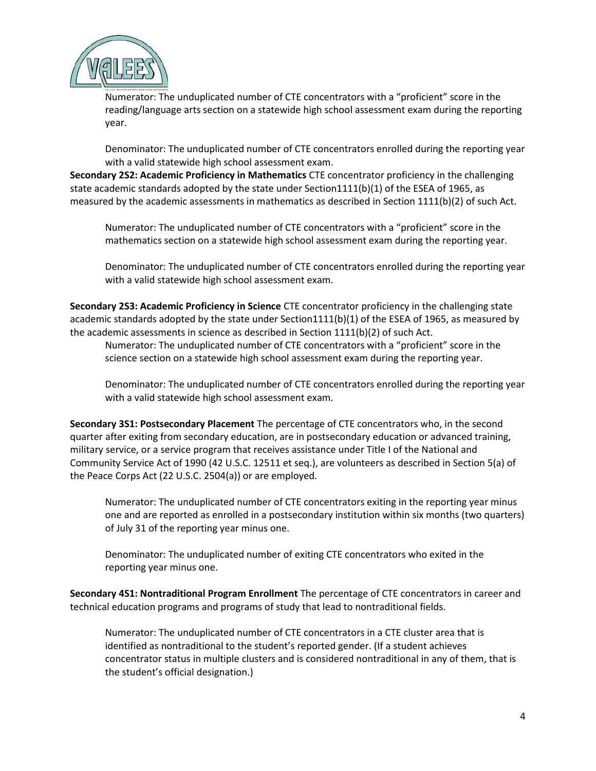Numerator: The unduplicated number of CTE concentrators with a "proficient" score in the reading/language arts section on a statewide high school assessment exam during the reporting year.

Denominator: The unduplicated number of CTE concentrators enrolled during the reporting year with a valid statewide high school assessment exam.

**Secondary 2S2: Academic Proficiency in Mathematics** CTE concentrator proficiency in the challenging state academic standards adopted by the state under Section1111(b)(1) of the ESEA of 1965, as measured by the academic assessments in mathematics as described in Section 1111(b)(2) of such Act.

Numerator: The unduplicated number of CTE concentrators with a "proficient" score in the mathematics section on a statewide high school assessment exam during the reporting year.

Denominator: The unduplicated number of CTE concentrators enrolled during the reporting year with a valid statewide high school assessment exam.

**Secondary 2S3: Academic Proficiency in Science** CTE concentrator proficiency in the challenging state academic standards adopted by the state under Section1111(b)(1) of the ESEA of 1965, as measured by the academic assessments in science as described in Section 1111(b)(2) of such Act.

Numerator: The unduplicated number of CTE concentrators with a "proficient" score in the science section on a statewide high school assessment exam during the reporting year.

Denominator: The unduplicated number of CTE concentrators enrolled during the reporting year with a valid statewide high school assessment exam.

**Secondary 3S1: Postsecondary Placement** The percentage of CTE concentrators who, in the second quarter after exiting from secondary education, are in postsecondary education or advanced training, military service, or a service program that receives assistance under Title I of the National and Community Service Act of 1990 (42 U.S.C. 12511 et seq.), are volunteers as described in Section 5(a) of the Peace Corps Act (22 U.S.C. 2504(a)) or are employed.

Numerator: The unduplicated number of CTE concentrators exiting in the reporting year minus one and are reported as enrolled in a postsecondary institution within six months (two quarters) of July 31 of the reporting year minus one.

Denominator: The unduplicated number of exiting CTE concentrators who exited in the reporting year minus one.

**Secondary 4S1: Nontraditional Program Enrollment** The percentage of CTE concentrators in career and technical education programs and programs of study that lead to nontraditional fields.

Numerator: The unduplicated number of CTE concentrators in a CTE cluster area that is identified as nontraditional to the student's reported gender. (If a student achieves concentrator status in multiple clusters and is considered nontraditional in any of them, that is the student's official designation.)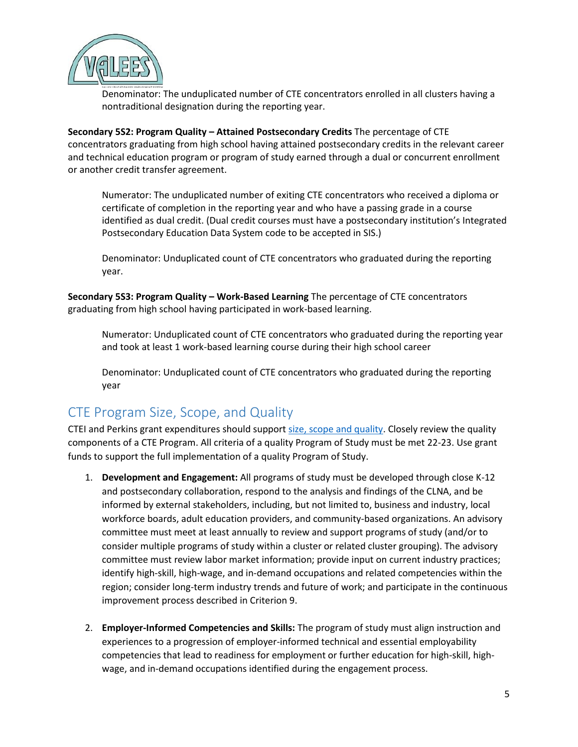Denominator: The unduplicated number of CTE concentrators enrolled in all clusters having a nontraditional designation during the reporting year.

**Secondary 5S2: Program Quality – Attained Postsecondary Credits** The percentage of CTE concentrators graduating from high school having attained postsecondary credits in the relevant career and technical education program or program of study earned through a dual or concurrent enrollment or another credit transfer agreement.

Numerator: The unduplicated number of exiting CTE concentrators who received a diploma or certificate of completion in the reporting year and who have a passing grade in a course identified as dual credit. (Dual credit courses must have a postsecondary institution's Integrated Postsecondary Education Data System code to be accepted in SIS.)

Denominator: Unduplicated count of CTE concentrators who graduated during the reporting year.

**Secondary 5S3: Program Quality – Work-Based Learning** The percentage of CTE concentrators graduating from high school having participated in work-based learning.

Numerator: Unduplicated count of CTE concentrators who graduated during the reporting year and took at least 1 work-based learning course during their high school career

Denominator: Unduplicated count of CTE concentrators who graduated during the reporting year

## CTE Program Size, Scope, and Quality

CTEI and Perkins grant expenditures should support size, scope and quality. Closely review the quality components of a CTE Program. All criteria of a quality Program of Study must be met 22-23. Use grant funds to support the full implementation of a quality Program of Study.

1. **Development and Engagement:** All programs of study must be developed through close K-12 and postsecondary collaboration, respond to the analysis and findings of the CLNA, and be informed by external stakeholders, including, but not limited to, business and industry, local workforce boards, adult education providers, and community-based organizations. An advisory committee must meet at least annually to review and support programs of study (and/or to consider multiple programs of study within a cluster or related cluster grouping). The advisory committee must review labor market information; provide input on current industry practices; identify high-skill, high-wage, and in-demand occupations and related competencies within the region; consider long-term industry trends and future of work; and participate in the continuous improvement process described in Criterion 9.
2. **Employer-Informed Competencies and Skills:** The program of study must align instruction and experiences to a progression of employer-informed technical and essential employability competencies that lead to readiness for employment or further education for high-skill, high-wage, and in-demand occupations identified during the engagement process.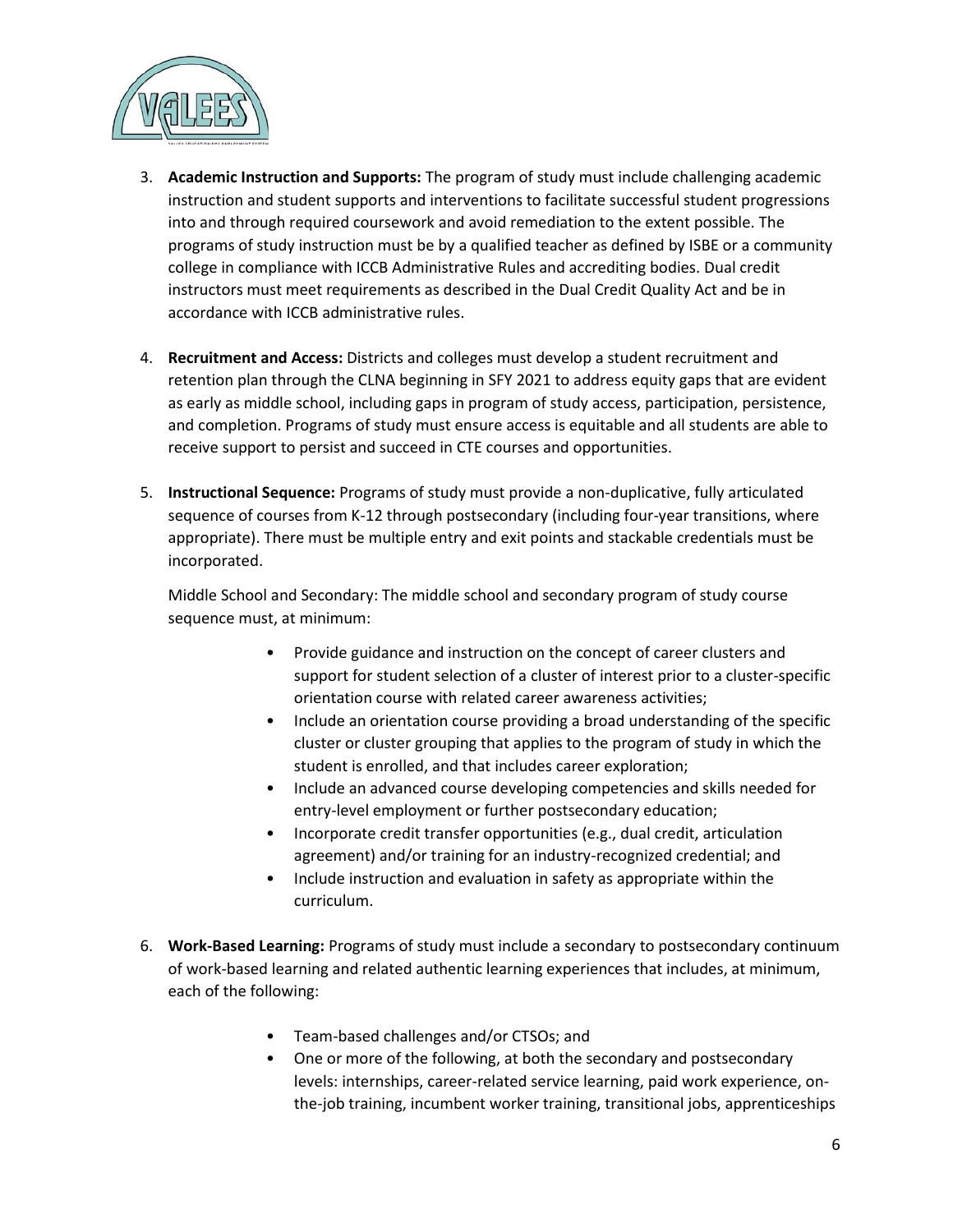3. **Academic Instruction and Supports:** The program of study must include challenging academic instruction and student supports and interventions to facilitate successful student progressions into and through required coursework and avoid remediation to the extent possible. The programs of study instruction must be by a qualified teacher as defined by ISBE or a community college in compliance with ICCB Administrative Rules and accrediting bodies. Dual credit instructors must meet requirements as described in the Dual Credit Quality Act and be in accordance with ICCB administrative rules.

4. **Recruitment and Access:** Districts and colleges must develop a student recruitment and retention plan through the CLNA beginning in SFY 2021 to address equity gaps that are evident as early as middle school, including gaps in program of study access, participation, persistence, and completion. Programs of study must ensure access is equitable and all students are able to receive support to persist and succeed in CTE courses and opportunities.

5. **Instructional Sequence:** Programs of study must provide a non-duplicative, fully articulated sequence of courses from K-12 through postsecondary (including four-year transitions, where appropriate). There must be multiple entry and exit points and stackable credentials must be incorporated.

   Middle School and Secondary: The middle school and secondary program of study course sequence must, at minimum:

   - Provide guidance and instruction on the concept of career clusters and support for student selection of a cluster of interest prior to a cluster-specific orientation course with related career awareness activities;
   - Include an orientation course providing a broad understanding of the specific cluster or cluster grouping that applies to the program of study in which the student is enrolled, and that includes career exploration;
   - Include an advanced course developing competencies and skills needed for entry-level employment or further postsecondary education;
   - Incorporate credit transfer opportunities (e.g., dual credit, articulation agreement) and/or training for an industry-recognized credential; and
   - Include instruction and evaluation in safety as appropriate within the curriculum.

6. **Work-Based Learning:** Programs of study must include a secondary to postsecondary continuum of work-based learning and related authentic learning experiences that includes, at minimum, each of the following:

   - Team-based challenges and/or CTSOs; and
   - One or more of the following, at both the secondary and postsecondary levels: internships, career-related service learning, paid work experience, on-the-job training, incumbent worker training, transitional jobs, apprenticeships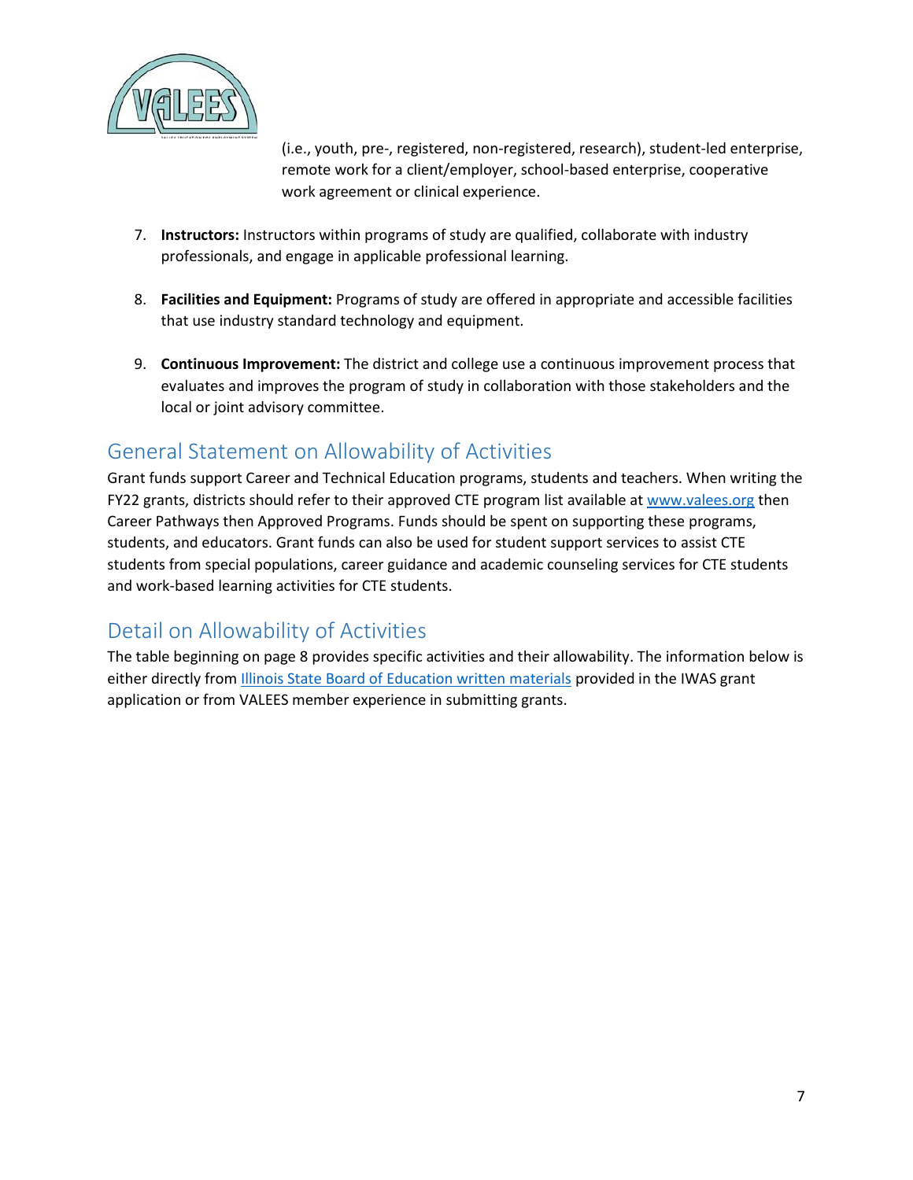(i.e., youth, pre-, registered, non-registered, research), student-led enterprise, remote work for a client/employer, school-based enterprise, cooperative work agreement or clinical experience.

7. **Instructors:** Instructors within programs of study are qualified, collaborate with industry professionals, and engage in applicable professional learning.

8. **Facilities and Equipment:** Programs of study are offered in appropriate and accessible facilities that use industry standard technology and equipment.

9. **Continuous Improvement:** The district and college use a continuous improvement process that evaluates and improves the program of study in collaboration with those stakeholders and the local or joint advisory committee.

## General Statement on Allowability of Activities

Grant funds support Career and Technical Education programs, students and teachers. When writing the FY22 grants, districts should refer to their approved CTE program list available at [www.valees.org](http://www.valees.org) then Career Pathways then Approved Programs. Funds should be spent on supporting these programs, students, and educators. Grant funds can also be used for student support services to assist CTE students from special populations, career guidance and academic counseling services for CTE students and work-based learning activities for CTE students.

## Detail on Allowability of Activities

The table beginning on page 8 provides specific activities and their allowability. The information below is either directly from Illinois State Board of Education written materials provided in the IWAS grant application or from VALEES member experience in submitting grants.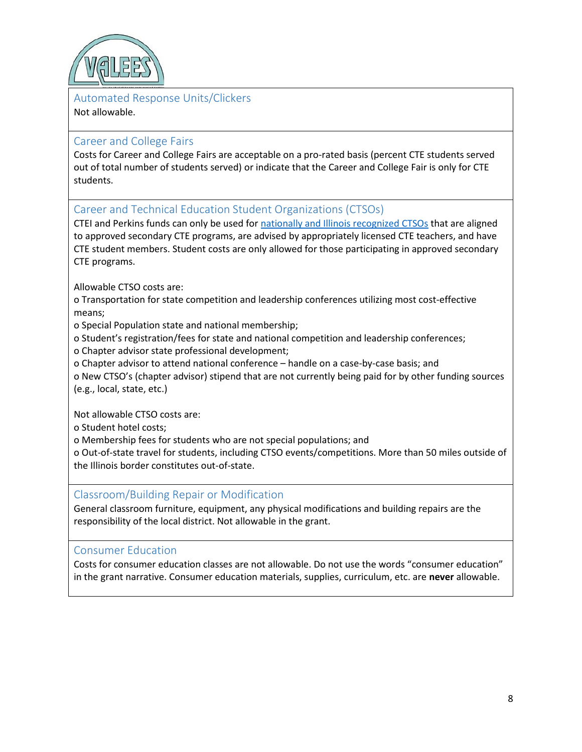## Automated Response Units/Clickers

Not allowable.

## Career and College Fairs

Costs for Career and College Fairs are acceptable on a pro-rated basis (percent CTE students served out of total number of students served) or indicate that the Career and College Fair is only for CTE students.

## Career and Technical Education Student Organizations (CTSOs)

CTEI and Perkins funds can only be used for nationally and Illinois recognized CTSOs that are aligned to approved secondary CTE programs, are advised by appropriately licensed CTE teachers, and have CTE student members. Student costs are only allowed for those participating in approved secondary CTE programs.

Allowable CTSO costs are:

- Transportation for state competition and leadership conferences utilizing most cost-effective means;
- Special Population state and national membership;
- Student's registration/fees for state and national competition and leadership conferences;
- Chapter advisor state professional development;
- Chapter advisor to attend national conference – handle on a case-by-case basis; and
- New CTSO's (chapter advisor) stipend that are not currently being paid for by other funding sources (e.g., local, state, etc.)

Not allowable CTSO costs are:

- Student hotel costs;
- Membership fees for students who are not special populations; and
- Out-of-state travel for students, including CTSO events/competitions. More than 50 miles outside of the Illinois border constitutes out-of-state.

## Classroom/Building Repair or Modification

General classroom furniture, equipment, any physical modifications and building repairs are the responsibility of the local district. Not allowable in the grant.

## Consumer Education

Costs for consumer education classes are not allowable. Do not use the words "consumer education" in the grant narrative. Consumer education materials, supplies, curriculum, etc. are **never** allowable.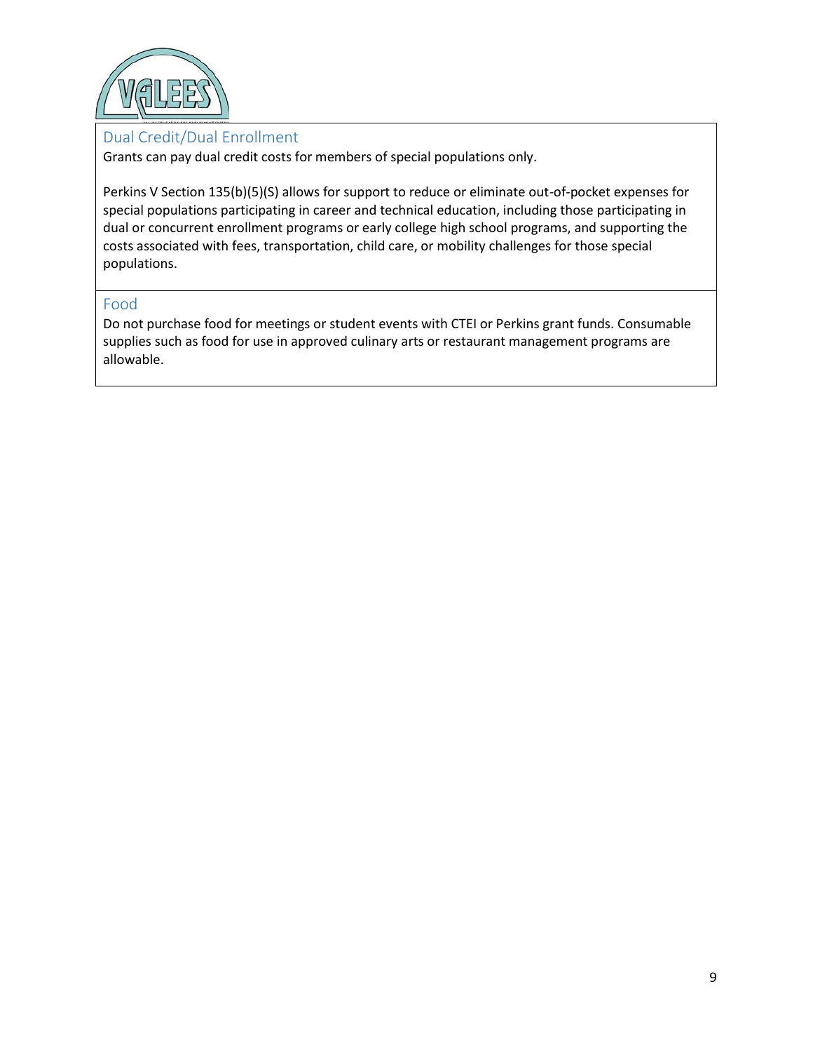## Dual Credit/Dual Enrollment

Grants can pay dual credit costs for members of special populations only.

Perkins V Section 135(b)(5)(S) allows for support to reduce or eliminate out-of-pocket expenses for special populations participating in career and technical education, including those participating in dual or concurrent enrollment programs or early college high school programs, and supporting the costs associated with fees, transportation, child care, or mobility challenges for those special populations.

## Food

Do not purchase food for meetings or student events with CTEI or Perkins grant funds. Consumable supplies such as food for use in approved culinary arts or restaurant management programs are allowable.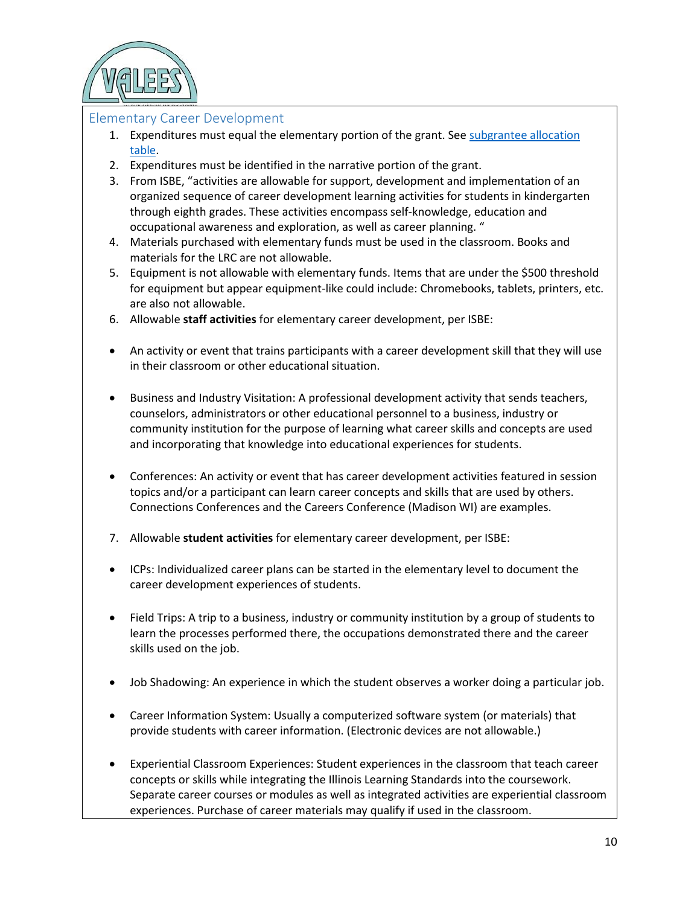## Elementary Career Development

1. Expenditures must equal the elementary portion of the grant. See [subgrantee allocation table](#).
2. Expenditures must be identified in the narrative portion of the grant.
3. From ISBE, "activities are allowable for support, development and implementation of an organized sequence of career development learning activities for students in kindergarten through eighth grades. These activities encompass self-knowledge, education and occupational awareness and exploration, as well as career planning. "
4. Materials purchased with elementary funds must be used in the classroom. Books and materials for the LRC are not allowable.
5. Equipment is not allowable with elementary funds. Items that are under the $500 threshold for equipment but appear equipment-like could include: Chromebooks, tablets, printers, etc. are also not allowable.
6. Allowable **staff activities** for elementary career development, per ISBE:

- An activity or event that trains participants with a career development skill that they will use in their classroom or other educational situation.

- Business and Industry Visitation: A professional development activity that sends teachers, counselors, administrators or other educational personnel to a business, industry or community institution for the purpose of learning what career skills and concepts are used and incorporating that knowledge into educational experiences for students.

- Conferences: An activity or event that has career development activities featured in session topics and/or a participant can learn career concepts and skills that are used by others. Connections Conferences and the Careers Conference (Madison WI) are examples.

7. Allowable **student activities** for elementary career development, per ISBE:

- ICPs: Individualized career plans can be started in the elementary level to document the career development experiences of students.

- Field Trips: A trip to a business, industry or community institution by a group of students to learn the processes performed there, the occupations demonstrated there and the career skills used on the job.

- Job Shadowing: An experience in which the student observes a worker doing a particular job.

- Career Information System: Usually a computerized software system (or materials) that provide students with career information. (Electronic devices are not allowable.)

- Experiential Classroom Experiences: Student experiences in the classroom that teach career concepts or skills while integrating the Illinois Learning Standards into the coursework. Separate career courses or modules as well as integrated activities are experiential classroom experiences. Purchase of career materials may qualify if used in the classroom.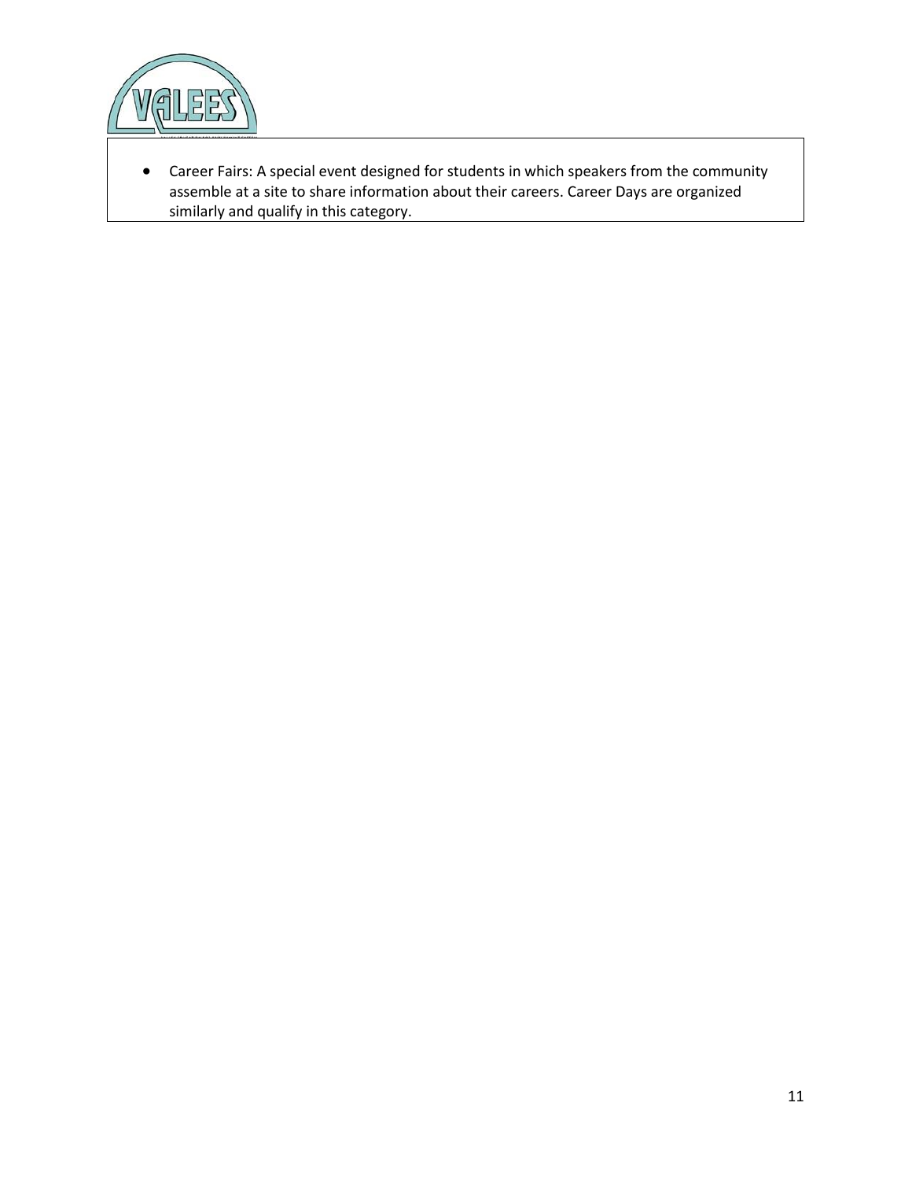- Career Fairs: A special event designed for students in which speakers from the community assemble at a site to share information about their careers. Career Days are organized similarly and qualify in this category.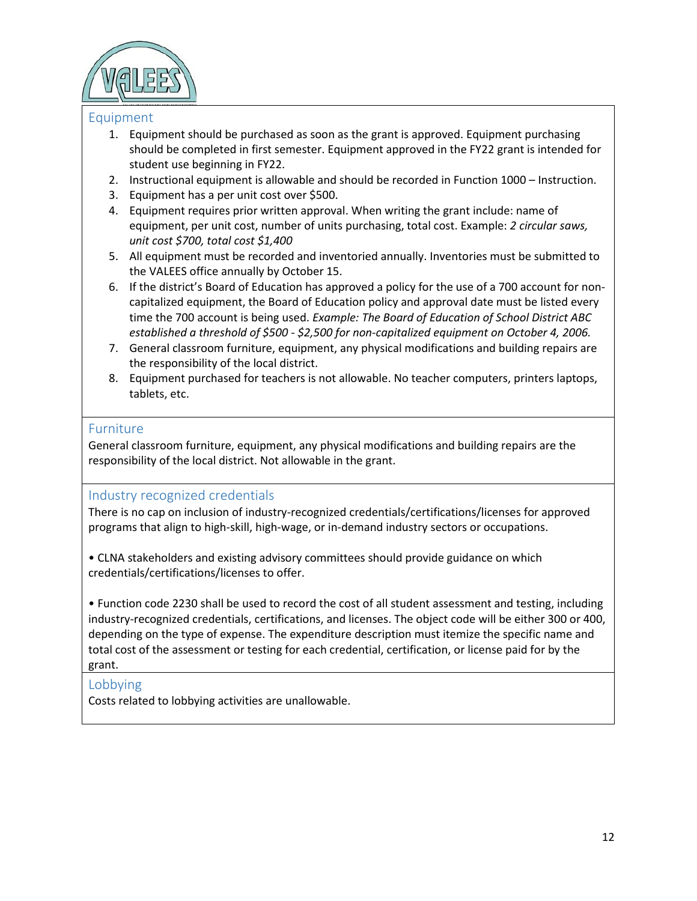## Equipment

1. Equipment should be purchased as soon as the grant is approved. Equipment purchasing should be completed in first semester. Equipment approved in the FY22 grant is intended for student use beginning in FY22.
2. Instructional equipment is allowable and should be recorded in Function 1000 – Instruction.
3. Equipment has a per unit cost over $500.
4. Equipment requires prior written approval. When writing the grant include: name of equipment, per unit cost, number of units purchasing, total cost. Example: *2 circular saws, unit cost $700, total cost $1,400*
5. All equipment must be recorded and inventoried annually. Inventories must be submitted to the VALEES office annually by October 15.
6. If the district's Board of Education has approved a policy for the use of a 700 account for non-capitalized equipment, the Board of Education policy and approval date must be listed every time the 700 account is being used. *Example: The Board of Education of School District ABC established a threshold of $500 - $2,500 for non-capitalized equipment on October 4, 2006.*
7. General classroom furniture, equipment, any physical modifications and building repairs are the responsibility of the local district.
8. Equipment purchased for teachers is not allowable. No teacher computers, printers laptops, tablets, etc.

## Furniture

General classroom furniture, equipment, any physical modifications and building repairs are the responsibility of the local district. Not allowable in the grant.

## Industry recognized credentials

There is no cap on inclusion of industry-recognized credentials/certifications/licenses for approved programs that align to high-skill, high-wage, or in-demand industry sectors or occupations.

• CLNA stakeholders and existing advisory committees should provide guidance on which credentials/certifications/licenses to offer.

• Function code 2230 shall be used to record the cost of all student assessment and testing, including industry-recognized credentials, certifications, and licenses. The object code will be either 300 or 400, depending on the type of expense. The expenditure description must itemize the specific name and total cost of the assessment or testing for each credential, certification, or license paid for by the grant.

## Lobbying

Costs related to lobbying activities are unallowable.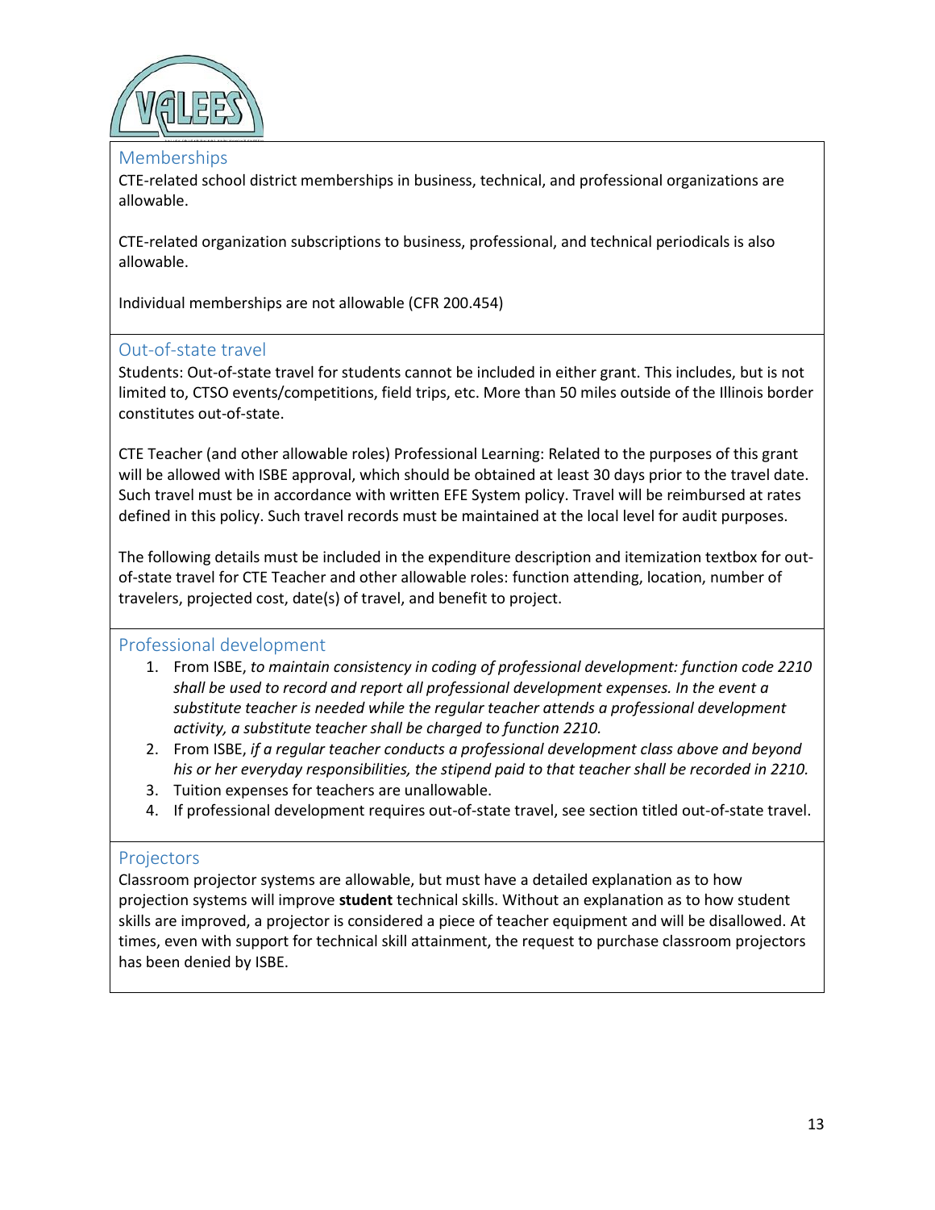## Memberships

CTE-related school district memberships in business, technical, and professional organizations are allowable.

CTE-related organization subscriptions to business, professional, and technical periodicals is also allowable.

Individual memberships are not allowable (CFR 200.454)

## Out-of-state travel

Students: Out-of-state travel for students cannot be included in either grant. This includes, but is not limited to, CTSO events/competitions, field trips, etc. More than 50 miles outside of the Illinois border constitutes out-of-state.

CTE Teacher (and other allowable roles) Professional Learning: Related to the purposes of this grant will be allowed with ISBE approval, which should be obtained at least 30 days prior to the travel date. Such travel must be in accordance with written EFE System policy. Travel will be reimbursed at rates defined in this policy. Such travel records must be maintained at the local level for audit purposes.

The following details must be included in the expenditure description and itemization textbox for out-of-state travel for CTE Teacher and other allowable roles: function attending, location, number of travelers, projected cost, date(s) of travel, and benefit to project.

## Professional development

1. From ISBE, *to maintain consistency in coding of professional development: function code 2210 shall be used to record and report all professional development expenses. In the event a substitute teacher is needed while the regular teacher attends a professional development activity, a substitute teacher shall be charged to function 2210.*
2. From ISBE, *if a regular teacher conducts a professional development class above and beyond his or her everyday responsibilities, the stipend paid to that teacher shall be recorded in 2210.*
3. Tuition expenses for teachers are unallowable.
4. If professional development requires out-of-state travel, see section titled out-of-state travel.

## Projectors

Classroom projector systems are allowable, but must have a detailed explanation as to how projection systems will improve **student** technical skills. Without an explanation as to how student skills are improved, a projector is considered a piece of teacher equipment and will be disallowed. At times, even with support for technical skill attainment, the request to purchase classroom projectors has been denied by ISBE.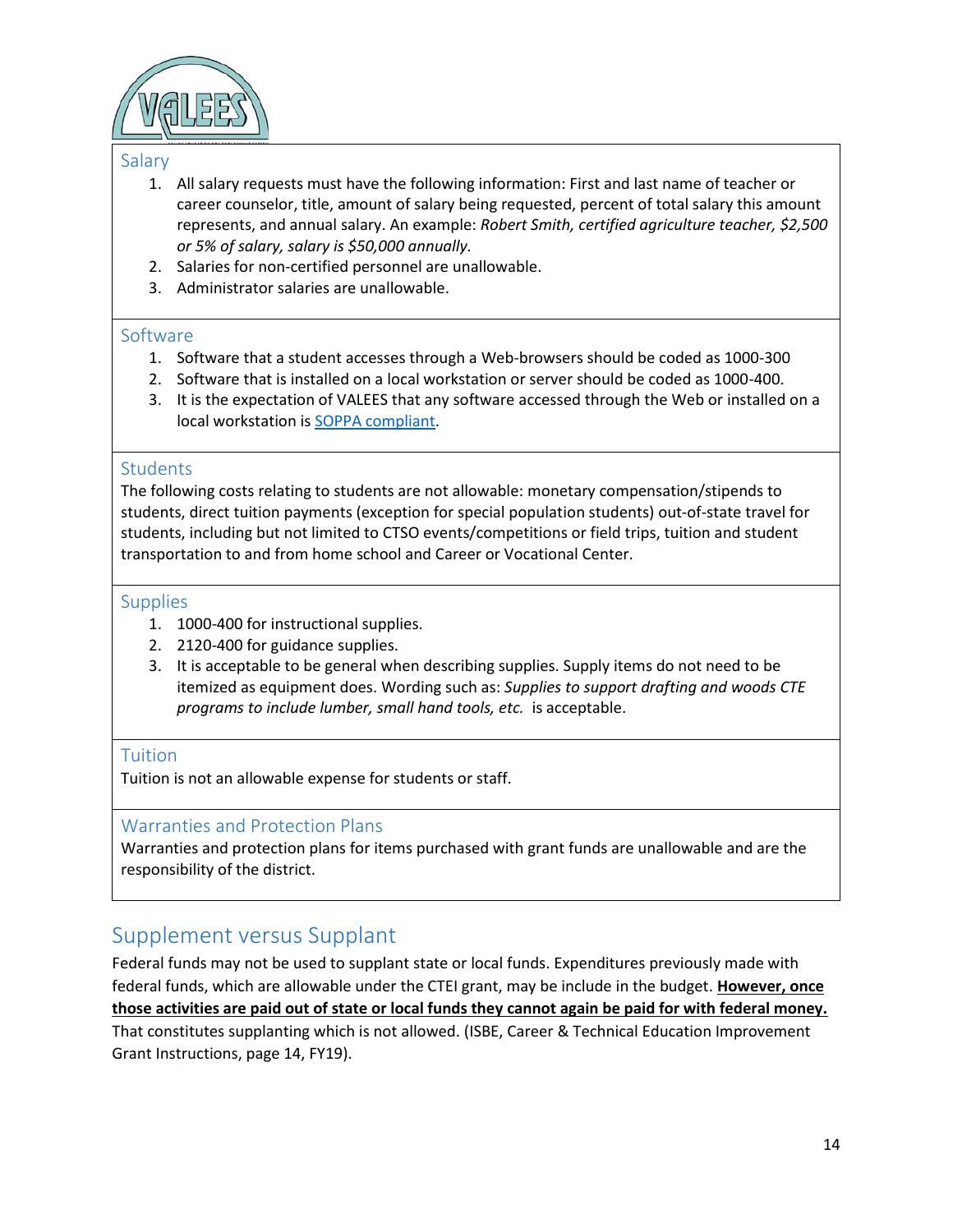### Salary

1. All salary requests must have the following information: First and last name of teacher or career counselor, title, amount of salary being requested, percent of total salary this amount represents, and annual salary. An example: *Robert Smith, certified agriculture teacher, $2,500 or 5% of salary, salary is $50,000 annually.*
2. Salaries for non-certified personnel are unallowable.
3. Administrator salaries are unallowable.

### Software

1. Software that a student accesses through a Web-browsers should be coded as 1000-300
2. Software that is installed on a local workstation or server should be coded as 1000-400.
3. It is the expectation of VALEES that any software accessed through the Web or installed on a local workstation is SOPPA compliant.

### Students

The following costs relating to students are not allowable: monetary compensation/stipends to students, direct tuition payments (exception for special population students) out-of-state travel for students, including but not limited to CTSO events/competitions or field trips, tuition and student transportation to and from home school and Career or Vocational Center.

### Supplies

1. 1000-400 for instructional supplies.
2. 2120-400 for guidance supplies.
3. It is acceptable to be general when describing supplies. Supply items do not need to be itemized as equipment does. Wording such as: *Supplies to support drafting and woods CTE programs to include lumber, small hand tools, etc.* is acceptable.

### Tuition

Tuition is not an allowable expense for students or staff.

### Warranties and Protection Plans

Warranties and protection plans for items purchased with grant funds are unallowable and are the responsibility of the district.

## Supplement versus Supplant

Federal funds may not be used to supplant state or local funds. Expenditures previously made with federal funds, which are allowable under the CTEI grant, may be include in the budget. **However, once those activities are paid out of state or local funds they cannot again be paid for with federal money.** That constitutes supplanting which is not allowed. (ISBE, Career & Technical Education Improvement Grant Instructions, page 14, FY19).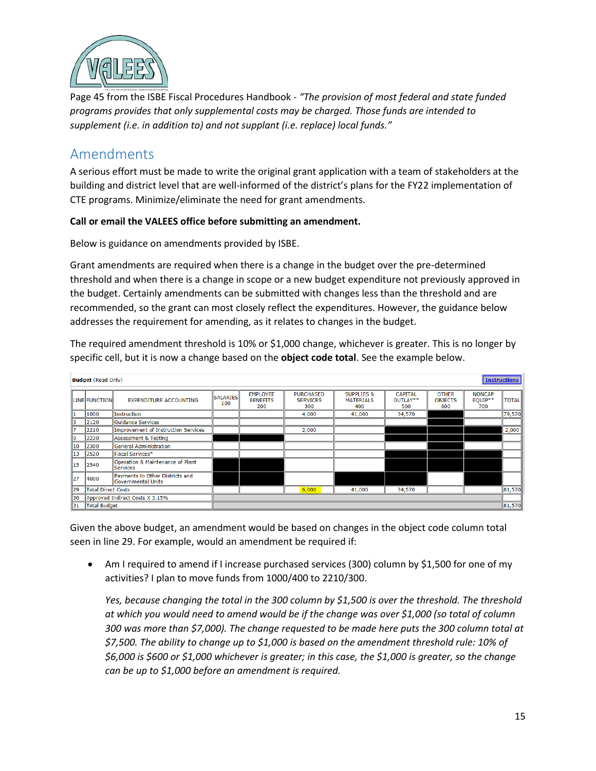Page 45 from the ISBE Fiscal Procedures Handbook - *"The provision of most federal and state funded programs provides that only supplemental costs may be charged. Those funds are intended to supplement (i.e. in addition to) and not supplant (i.e. replace) local funds."*

## Amendments

A serious effort must be made to write the original grant application with a team of stakeholders at the building and district level that are well-informed of the district's plans for the FY22 implementation of CTE programs. Minimize/eliminate the need for grant amendments.

**Call or email the VALEES office before submitting an amendment.**

Below is guidance on amendments provided by ISBE.

Grant amendments are required when there is a change in the budget over the pre-determined threshold and when there is a change in scope or a new budget expenditure not previously approved in the budget. Certainly amendments can be submitted with changes less than the threshold and are recommended, so the grant can most closely reflect the expenditures. However, the guidance below addresses the requirement for amending, as it relates to changes in the budget.

The required amendment threshold is 10% or $1,000 change, whichever is greater. This is no longer by specific cell, but it is now a change based on the **object code total**. See the example below.

**Budget** (Read Only) — Instructions

| LINE | FUNCTION | EXPENDITURE ACCOUNTING | SALARIES 100 | EMPLOYEE BENEFITS 200 | PURCHASED SERVICES 300 | SUPPLIES & MATERIALS 400 | CAPITAL OUTLAY** 500 | OTHER OBJECTS 600 | NONCAP EQUIP** 700 | TOTAL |
|---|---|---|---|---|---|---|---|---|---|---|
| 1 | 1000 | Instruction | | | 4,000 | 41,000 | 34,570 | | | 79,570 |
| 3 | 2120 | Guidance Services | | | | | | | | |
| 7 | 2210 | Improvement of Instruction Services | | | 2,000 | | | | | 2,000 |
| 9 | 2230 | Assessment & Testing | | | | | | | | |
| 10 | 2300 | General Administration | | | | | | | | |
| 13 | 2520 | Fiscal Services* | | | | | | | | |
| 15 | 2540 | Operation & Maintenance of Plant Services | | | | | | | | |
| 27 | 4000 | Payments to Other Districts and Governmental Units | | | | | | | | |
| 29 | | Total Direct Costs | | | 6,000 | 41,000 | 34,570 | | | 81,570 |
| 30 | | Approved Indirect Costs X 3.15% | | | | | | | | |
| 31 | | Total Budget | | | | | | | | 81,570 |

Given the above budget, an amendment would be based on changes in the object code column total seen in line 29. For example, would an amendment be required if:

- Am I required to amend if I increase purchased services (300) column by $1,500 for one of my activities? I plan to move funds from 1000/400 to 2210/300.

  *Yes, because changing the total in the 300 column by $1,500 is over the threshold. The threshold at which you would need to amend would be if the change was over $1,000 (so total of column 300 was more than $7,000). The change requested to be made here puts the 300 column total at $7,500. The ability to change up to $1,000 is based on the amendment threshold rule: 10% of $6,000 is $600 or $1,000 whichever is greater; in this case, the $1,000 is greater, so the change can be up to $1,000 before an amendment is required.*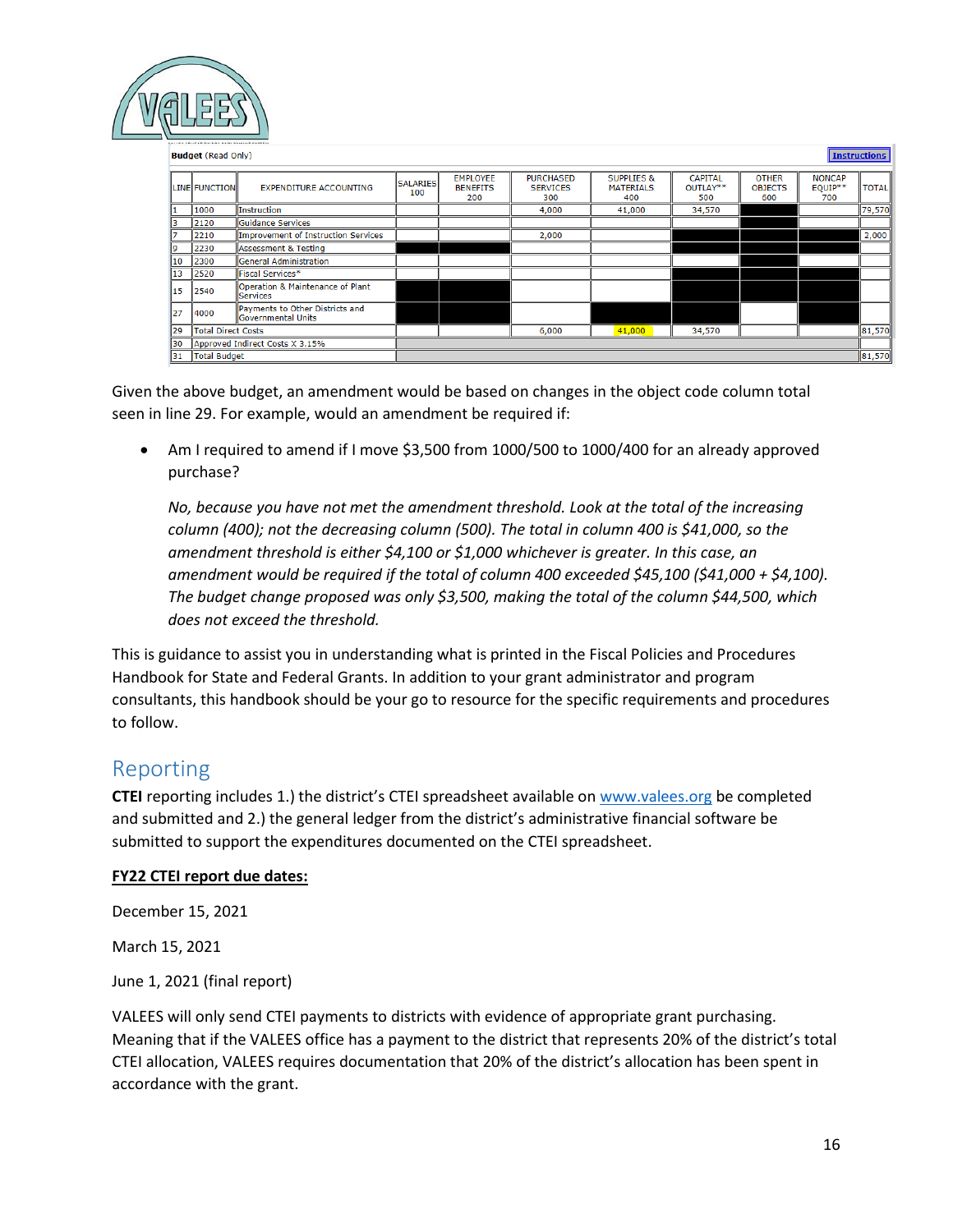**Budget** (Read Only) Instructions

| LINE | FUNCTION | EXPENDITURE ACCOUNTING | SALARIES 100 | EMPLOYEE BENEFITS 200 | PURCHASED SERVICES 300 | SUPPLIES & MATERIALS 400 | CAPITAL OUTLAY** 500 | OTHER OBJECTS 600 | NONCAP EQUIP** 700 | TOTAL |
|---|---|---|---|---|---|---|---|---|---|---|
| 1 | 1000 | Instruction | | | 4,000 | 41,000 | 34,570 | | | 79,570 |
| 3 | 2120 | Guidance Services | | | | | | | | |
| 7 | 2210 | Improvement of Instruction Services | | | 2,000 | | | | | 2,000 |
| 9 | 2230 | Assessment & Testing | | | | | | | | |
| 10 | 2300 | General Administration | | | | | | | | |
| 13 | 2520 | Fiscal Services* | | | | | | | | |
| 15 | 2540 | Operation & Maintenance of Plant Services | | | | | | | | |
| 27 | 4000 | Payments to Other Districts and Governmental Units | | | | | | | | |
| 29 | Total Direct Costs | | | | 6,000 | 41,000 | 34,570 | | | 81,570 |
| 30 | Approved Indirect Costs X 3.15% | | | | | | | | | |
| 31 | Total Budget | | | | | | | | | 81,570 |

Given the above budget, an amendment would be based on changes in the object code column total seen in line 29. For example, would an amendment be required if:

- Am I required to amend if I move $3,500 from 1000/500 to 1000/400 for an already approved purchase?

  *No, because you have not met the amendment threshold. Look at the total of the increasing column (400); not the decreasing column (500). The total in column 400 is $41,000, so the amendment threshold is either $4,100 or $1,000 whichever is greater. In this case, an amendment would be required if the total of column 400 exceeded $45,100 ($41,000 + $4,100). The budget change proposed was only $3,500, making the total of the column $44,500, which does not exceed the threshold.*

This is guidance to assist you in understanding what is printed in the Fiscal Policies and Procedures Handbook for State and Federal Grants. In addition to your grant administrator and program consultants, this handbook should be your go to resource for the specific requirements and procedures to follow.

## Reporting

**CTEI** reporting includes 1.) the district's CTEI spreadsheet available on www.valees.org be completed and submitted and 2.) the general ledger from the district's administrative financial software be submitted to support the expenditures documented on the CTEI spreadsheet.

**FY22 CTEI report due dates:**

December 15, 2021

March 15, 2021

June 1, 2021 (final report)

VALEES will only send CTEI payments to districts with evidence of appropriate grant purchasing. Meaning that if the VALEES office has a payment to the district that represents 20% of the district's total CTEI allocation, VALEES requires documentation that 20% of the district's allocation has been spent in accordance with the grant.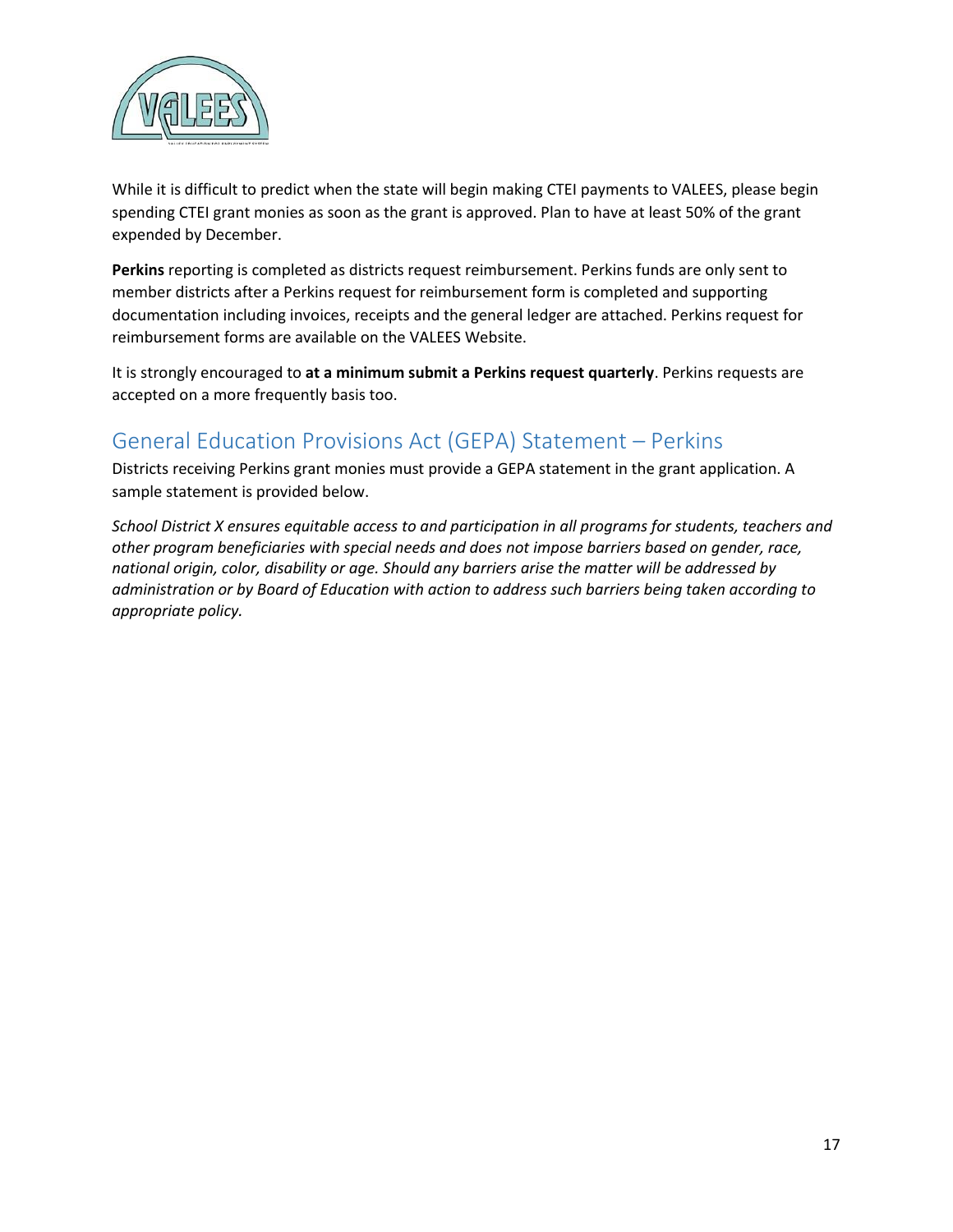While it is difficult to predict when the state will begin making CTEI payments to VALEES, please begin spending CTEI grant monies as soon as the grant is approved. Plan to have at least 50% of the grant expended by December.

**Perkins** reporting is completed as districts request reimbursement. Perkins funds are only sent to member districts after a Perkins request for reimbursement form is completed and supporting documentation including invoices, receipts and the general ledger are attached. Perkins request for reimbursement forms are available on the VALEES Website.

It is strongly encouraged to **at a minimum submit a Perkins request quarterly**. Perkins requests are accepted on a more frequently basis too.

## General Education Provisions Act (GEPA) Statement – Perkins

Districts receiving Perkins grant monies must provide a GEPA statement in the grant application. A sample statement is provided below.

*School District X ensures equitable access to and participation in all programs for students, teachers and other program beneficiaries with special needs and does not impose barriers based on gender, race, national origin, color, disability or age. Should any barriers arise the matter will be addressed by administration or by Board of Education with action to address such barriers being taken according to appropriate policy.*